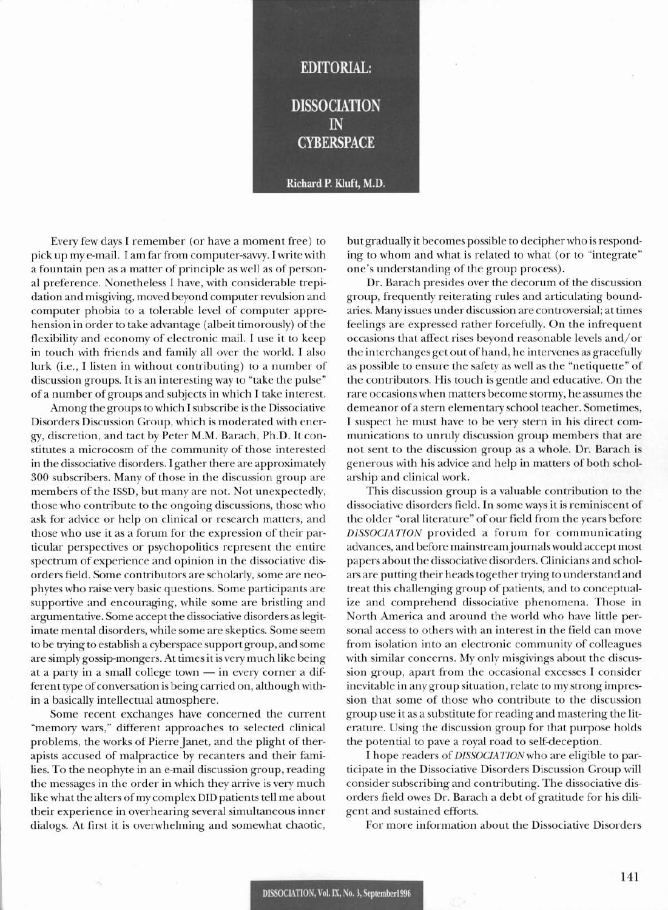# EDITORIAL: DISSOCIATION IN CYBERSPACE

**Richard P. Kluft, M.D.**

Every few days I remember (or have a moment free) to pick up my e-mail. I am far from computer-savvy. I write with a fountain pen as a matter of principle as well as of personal preference. Nonetheless I have, with considerable trepidation and misgiving, moved beyond computer revulsion and computer phobia to a tolerable level of computer apprehension in order to take advantage (albeit timorously) of the flexibility and economy of electronic mail. I use it to keep in touch with friends and family all over the world. I also lurk (i.e., I listen in without contributing) to a number of discussion groups. It is an interesting way to "take the pulse" of a number of groups and subjects in which I take interest.

Among the groups to which I subscribe is the Dissociative Disorders Discussion Group, which is moderated with energy, discretion, and tact by Peter M.M. Barach, Ph.D. It constitutes a microcosm of the community of those interested in the dissociative disorders. I gather there are approximately 300 subscribers. Many of those in the discussion group are members of the ISSD, but many are not. Not unexpectedly, those who contribute to the ongoing discussions, those who ask for advice or help on clinical or research matters, and those who use it as a forum for the expression of their particular perspectives or psychopolitics represent the entire spectrum of experience and opinion in the dissociative disorders field. Some contributors are scholarly, some are neophytes who raise very basic questions. Some participants are supportive and encouraging, while some are bristling and argumentative. Some accept the dissociative disorders as legitimate mental disorders, while some are skeptics. Some seem to be trying to establish a cyberspace support group, and some are simply gossip-mongers. At times it is very much like being at a party in a small college town — in every corner a different type of conversation is being carried on, although within a basically intellectual atmosphere.

Some recent exchanges have concerned the current "memory wars," different approaches to selected clinical problems, the works of Pierre Janet, and the plight of therapists accused of malpractice by recanters and their families. To the neophyte in an e-mail discussion group, reading the messages in the order in which they arrive is very much like what the alters of my complex DID patients tell me about their experience in overhearing several simultaneous inner dialogs. At first it is overwhelming and somewhat chaotic, but gradually it becomes possible to decipher who is responding to whom and what is related to what (or to "integrate" one's understanding of the group process).

Dr. Barach presides over the decorum of the discussion group, frequently reiterating rules and articulating boundaries. Many issues under discussion are controversial; at times feelings are expressed rather forcefully. On the infrequent occasions that affect rises beyond reasonable levels and/or the interchanges get out of hand, he intervenes as gracefully as possible to ensure the safety as well as the "netiquette" of the contributors. His touch is gentle and educative. On the rare occasions when matters become stormy, he assumes the demeanor of a stern elementary school teacher. Sometimes, I suspect he must have to be very stern in his direct communications to unruly discussion group members that are not sent to the discussion group as a whole. Dr. Barach is generous with his advice and help in matters of both scholarship and clinical work.

This discussion group is a valuable contribution to the dissociative disorders field. In some ways it is reminiscent of the older "oral literature" of our field from the years before *DISSOCIATION* provided a forum for communicating advances, and before mainstream journals would accept most papers about the dissociative disorders. Clinicians and scholars are putting their heads together trying to understand and treat this challenging group of patients, and to conceptualize and comprehend dissociative phenomena. Those in North America and around the world who have little personal access to others with an interest in the field can move from isolation into an electronic community of colleagues with similar concerns. My only misgivings about the discussion group, apart from the occasional excesses I consider inevitable in any group situation, relate to my strong impression that some of those who contribute to the discussion group use it as a substitute for reading and mastering the literature. Using the discussion group for that purpose holds the potential to pave a royal road to self-deception.

I hope readers of *DISSOCIATION* who are eligible to participate in the Dissociative Disorders Discussion Group will consider subscribing and contributing. The dissociative disorders field owes Dr. Barach a debt of gratitude for his diligent and sustained efforts.

For more information about the Dissociative Disorders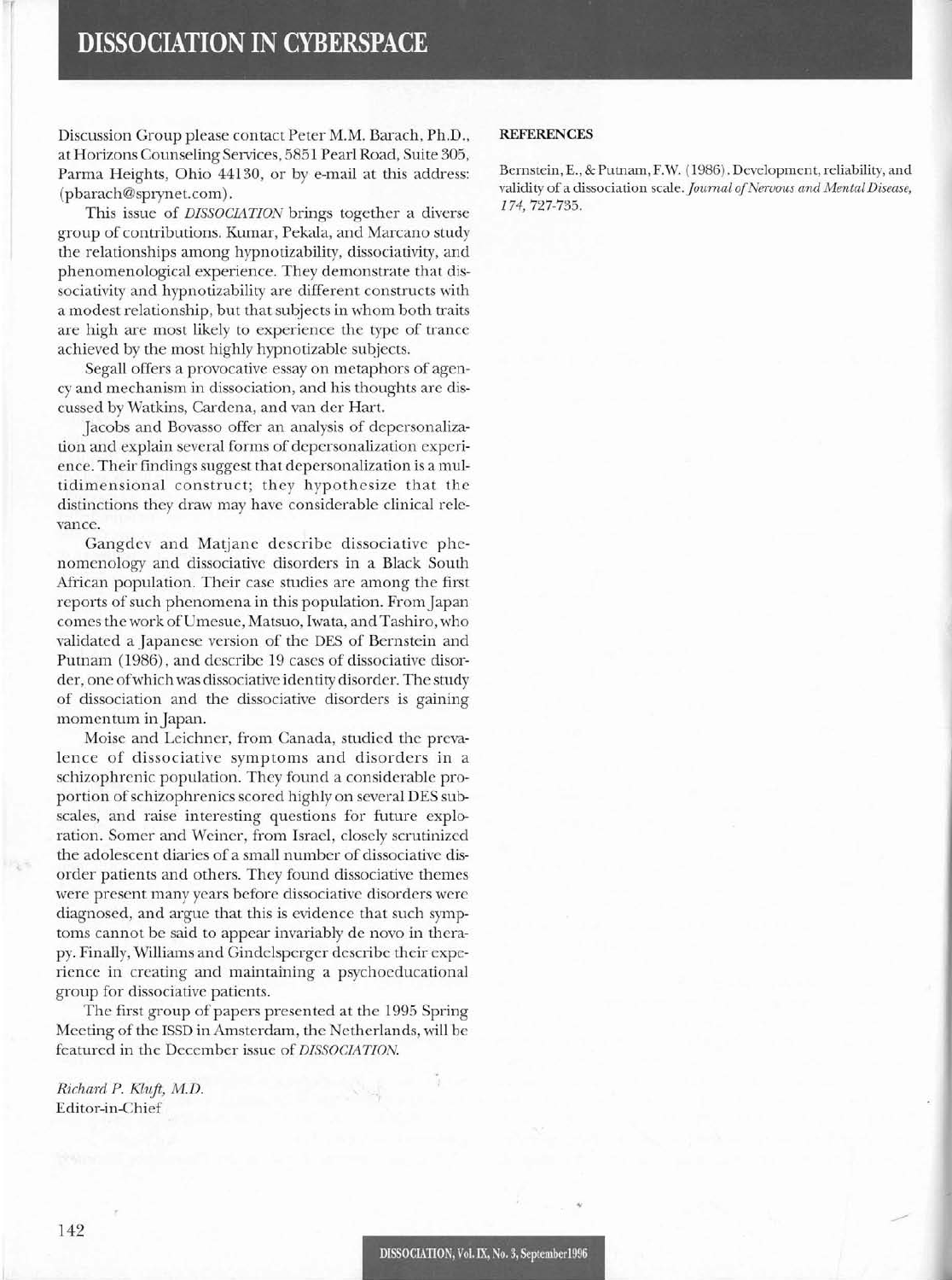Discussion Group please contact Peter M.M. Barach, Ph.D., at Horizons Counseling Services, 5851 Pearl Road, Suite 305, Parma Heights, Ohio 44130, or by e-mail at this address: (pbarach@sprynet.com).

This issue of *DISSOCIATION* brings together a diverse group of contributions. Kumar, Pekala, and Marcano study the relationships among hypnotizability, dissociativity, and phenomenological experience. They demonstrate that dissociativity and hypnotizability are different constructs with a modest relationship, but that subjects in whom both traits are high are most likely to experience the type of trance achieved by the most highly hypnotizable subjects.

Segall offers a provocative essay on metaphors of agency and mechanism in dissociation, and his thoughts are discussed by Watkins, Cardena, and van der Hart.

Jacobs and Bovasso offer an analysis of depersonalization and explain several forms of depersonalization experience. Their findings suggest that depersonalization is a multidimensional construct; they hypothesize that the distinctions they draw may have considerable clinical relevance.

Gangdev and Matjane describe dissociative phenomenology and dissociative disorders in a Black South African population. Their case studies are among the first reports of such phenomena in this population. From Japan comes the work of Umesue, Matsuo, Iwata, and Tashiro, who validated a Japanese version of the DES of Bernstein and Putnam (1986), and describe 19 cases of dissociative disorder, one of which was dissociative identity disorder. The study of dissociation and the dissociative disorders is gaining momentum in Japan.

Moise and Leichner, from Canada, studied the prevalence of dissociative symptoms and disorders in a schizophrenic population. They found a considerable proportion of schizophrenics scored highly on several DES subscales, and raise interesting questions for future exploration. Somer and Weiner, from Israel, closely scrutinized the adolescent diaries of a small number of dissociative disorder patients and others. They found dissociative themes were present many years before dissociative disorders were diagnosed, and argue that this is evidence that such symptoms cannot be said to appear invariably de novo in therapy. Finally, Williams and Gindelsperger describe their experience in creating and maintaining a psychoeducational group for dissociative patients.

The first group of papers presented at the 1995 Spring Meeting of the ISSD in Amsterdam, the Netherlands, will be featured in the December issue of *DISSOCIATION*.

*Richard P. Kluft, M.D.*
Editor-in-Chief

**REFERENCES**

Bernstein, E., & Putnam, F.W. (1986). Development, reliability, and validity of a dissociation scale. *Journal of Nervous and Mental Disease, 174*, 727-735.